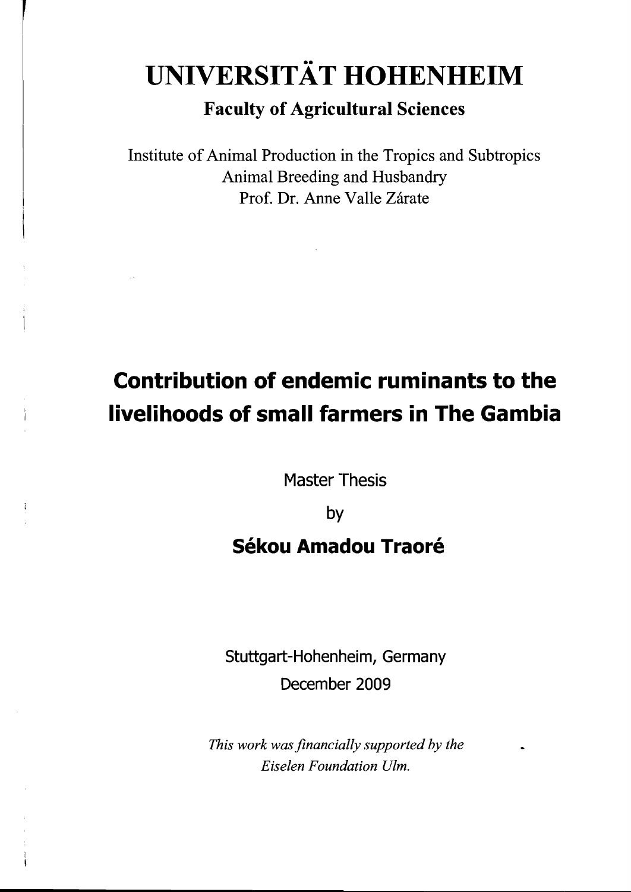# UNIVERSITÄT HOHENHEIM

## Faculty of Agricultural Sciences

Institute of Animal Production in the Tropics and Subtropics
Animal Breeding and Husbandry
Prof. Dr. Anne Valle Zárate

# Contribution of endemic ruminants to the livelihoods of small farmers in The Gambia

Master Thesis

by

## Sékou Amadou Traoré

Stuttgart-Hohenheim, Germany
December 2009

*This work was financially supported by the Eiselen Foundation Ulm.*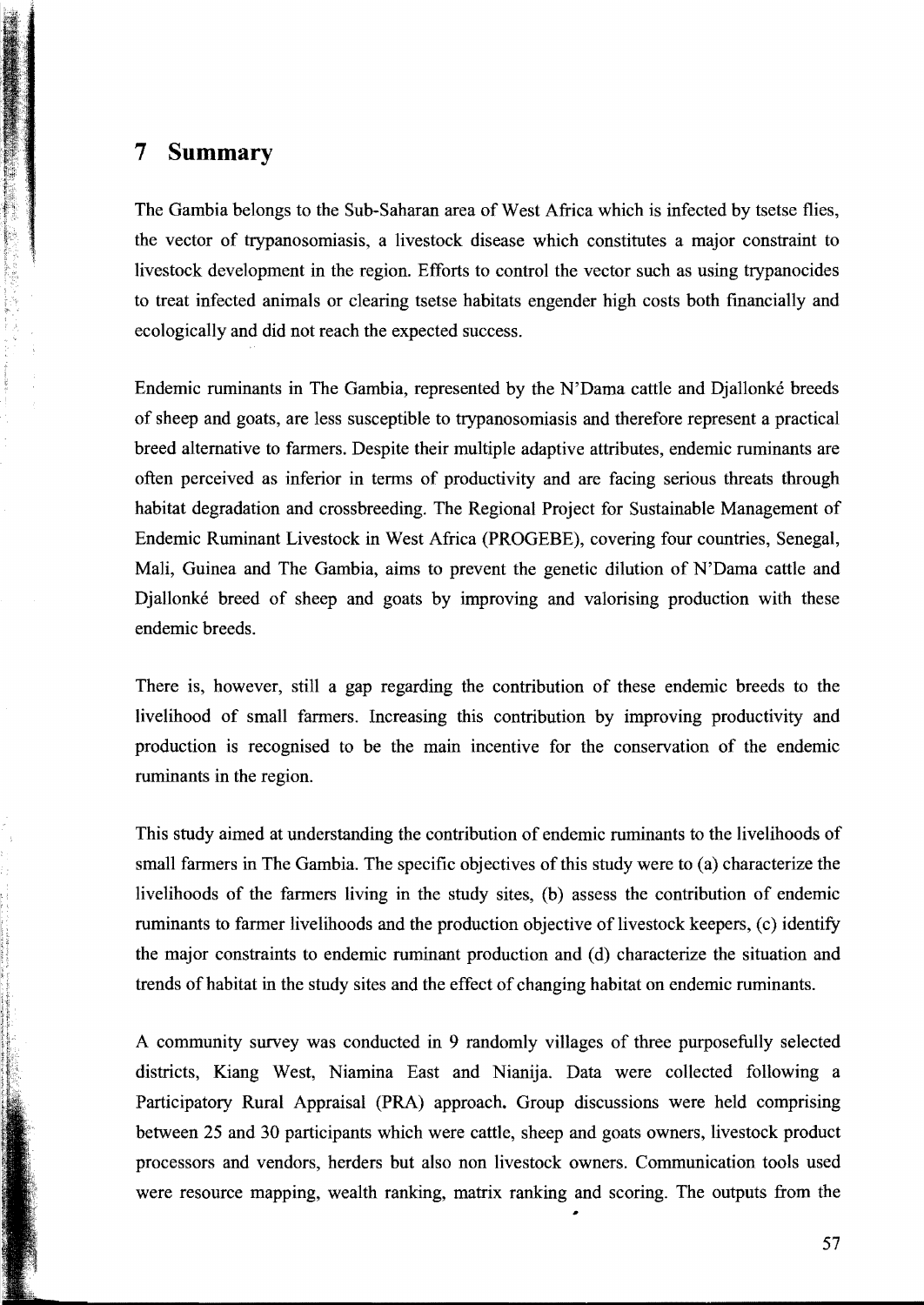# 7 Summary

The Gambia belongs to the Sub-Saharan area of West Africa which is infected by tsetse flies, the vector of trypanosomiasis, a livestock disease which constitutes a major constraint to livestock development in the region. Efforts to control the vector such as using trypanocides to treat infected animals or clearing tsetse habitats engender high costs both financially and ecologically and did not reach the expected success.

Endemic ruminants in The Gambia, represented by the N'Dama cattle and Djallonké breeds of sheep and goats, are less susceptible to trypanosomiasis and therefore represent a practical breed alternative to farmers. Despite their multiple adaptive attributes, endemic ruminants are often perceived as inferior in terms of productivity and are facing serious threats through habitat degradation and crossbreeding. The Regional Project for Sustainable Management of Endemic Ruminant Livestock in West Africa (PROGEBE), covering four countries, Senegal, Mali, Guinea and The Gambia, aims to prevent the genetic dilution of N'Dama cattle and Djallonké breed of sheep and goats by improving and valorising production with these endemic breeds.

There is, however, still a gap regarding the contribution of these endemic breeds to the livelihood of small farmers. Increasing this contribution by improving productivity and production is recognised to be the main incentive for the conservation of the endemic ruminants in the region.

This study aimed at understanding the contribution of endemic ruminants to the livelihoods of small farmers in The Gambia. The specific objectives of this study were to (a) characterize the livelihoods of the farmers living in the study sites, (b) assess the contribution of endemic ruminants to farmer livelihoods and the production objective of livestock keepers, (c) identify the major constraints to endemic ruminant production and (d) characterize the situation and trends of habitat in the study sites and the effect of changing habitat on endemic ruminants.

A community survey was conducted in 9 randomly villages of three purposefully selected districts, Kiang West, Niamina East and Nianija. Data were collected following a Participatory Rural Appraisal (PRA) approach. Group discussions were held comprising between 25 and 30 participants which were cattle, sheep and goats owners, livestock product processors and vendors, herders but also non livestock owners. Communication tools used were resource mapping, wealth ranking, matrix ranking and scoring. The outputs from the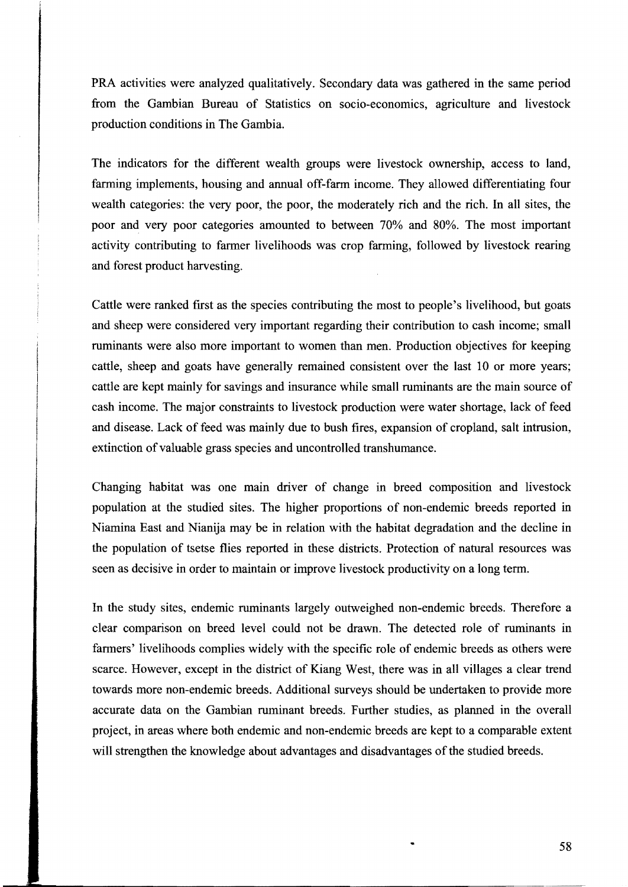PRA activities were analyzed qualitatively. Secondary data was gathered in the same period from the Gambian Bureau of Statistics on socio-economics, agriculture and livestock production conditions in The Gambia.

The indicators for the different wealth groups were livestock ownership, access to land, farming implements, housing and annual off-farm income. They allowed differentiating four wealth categories: the very poor, the poor, the moderately rich and the rich. In all sites, the poor and very poor categories amounted to between 70% and 80%. The most important activity contributing to farmer livelihoods was crop farming, followed by livestock rearing and forest product harvesting.

Cattle were ranked first as the species contributing the most to people's livelihood, but goats and sheep were considered very important regarding their contribution to cash income; small ruminants were also more important to women than men. Production objectives for keeping cattle, sheep and goats have generally remained consistent over the last 10 or more years; cattle are kept mainly for savings and insurance while small ruminants are the main source of cash income. The major constraints to livestock production were water shortage, lack of feed and disease. Lack of feed was mainly due to bush fires, expansion of cropland, salt intrusion, extinction of valuable grass species and uncontrolled transhumance.

Changing habitat was one main driver of change in breed composition and livestock population at the studied sites. The higher proportions of non-endemic breeds reported in Niamina East and Nianija may be in relation with the habitat degradation and the decline in the population of tsetse flies reported in these districts. Protection of natural resources was seen as decisive in order to maintain or improve livestock productivity on a long term.

In the study sites, endemic ruminants largely outweighed non-endemic breeds. Therefore a clear comparison on breed level could not be drawn. The detected role of ruminants in farmers' livelihoods complies widely with the specific role of endemic breeds as others were scarce. However, except in the district of Kiang West, there was in all villages a clear trend towards more non-endemic breeds. Additional surveys should be undertaken to provide more accurate data on the Gambian ruminant breeds. Further studies, as planned in the overall project, in areas where both endemic and non-endemic breeds are kept to a comparable extent will strengthen the knowledge about advantages and disadvantages of the studied breeds.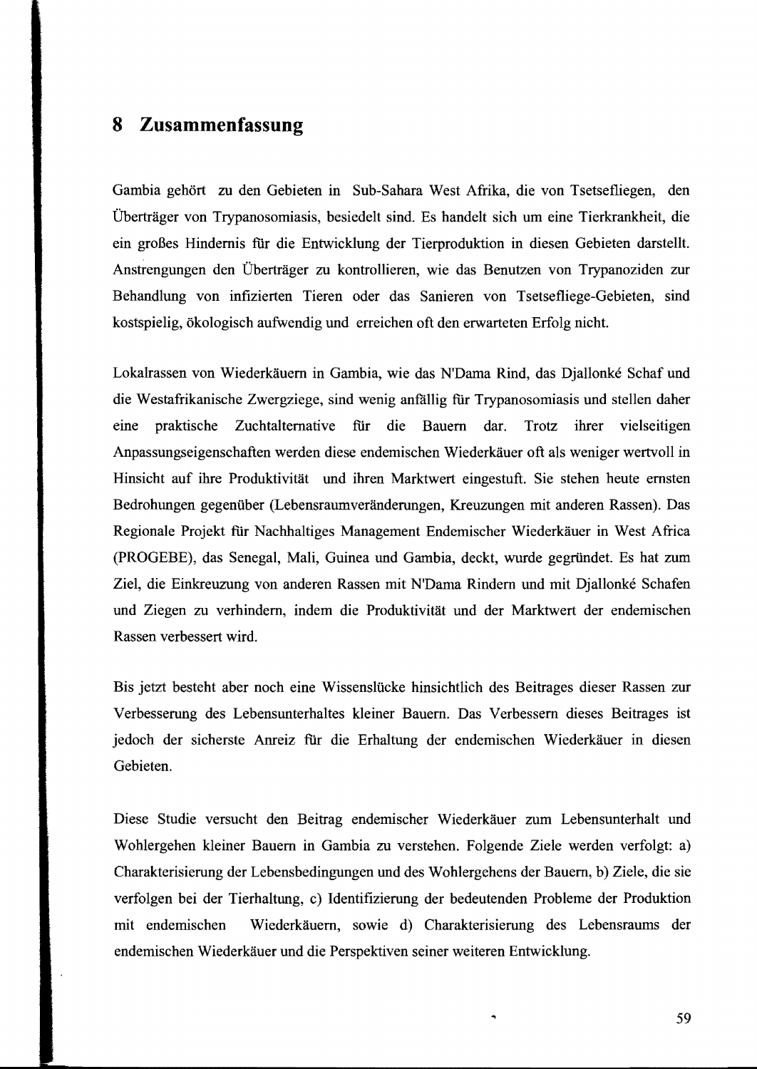# 8 Zusammenfassung

Gambia gehört zu den Gebieten in Sub-Sahara West Afrika, die von Tsetsefliegen, den Überträger von Trypanosomiasis, besiedelt sind. Es handelt sich um eine Tierkrankheit, die ein großes Hindernis für die Entwicklung der Tierproduktion in diesen Gebieten darstellt. Anstrengungen den Überträger zu kontrollieren, wie das Benutzen von Trypanoziden zur Behandlung von infizierten Tieren oder das Sanieren von Tsetsefliege-Gebieten, sind kostspielig, ökologisch aufwendig und erreichen oft den erwarteten Erfolg nicht.

Lokalrassen von Wiederkäuern in Gambia, wie das N'Dama Rind, das Djallonké Schaf und die Westafrikanische Zwergziege, sind wenig anfällig für Trypanosomiasis und stellen daher eine praktische Zuchtalternative für die Bauern dar. Trotz ihrer vielseitigen Anpassungseigenschaften werden diese endemischen Wiederkäuer oft als weniger wertvoll in Hinsicht auf ihre Produktivität und ihren Marktwert eingestuft. Sie stehen heute ernsten Bedrohungen gegenüber (Lebensraumveränderungen, Kreuzungen mit anderen Rassen). Das Regionale Projekt für Nachhaltiges Management Endemischer Wiederkäuer in West Africa (PROGEBE), das Senegal, Mali, Guinea und Gambia, deckt, wurde gegründet. Es hat zum Ziel, die Einkreuzung von anderen Rassen mit N'Dama Rindern und mit Djallonké Schafen und Ziegen zu verhindern, indem die Produktivität und der Marktwert der endemischen Rassen verbessert wird.

Bis jetzt besteht aber noch eine Wissenslücke hinsichtlich des Beitrages dieser Rassen zur Verbesserung des Lebensunterhaltes kleiner Bauern. Das Verbessern dieses Beitrages ist jedoch der sicherste Anreiz für die Erhaltung der endemischen Wiederkäuer in diesen Gebieten.

Diese Studie versucht den Beitrag endemischer Wiederkäuer zum Lebensunterhalt und Wohlergehen kleiner Bauern in Gambia zu verstehen. Folgende Ziele werden verfolgt: a) Charakterisierung der Lebensbedingungen und des Wohlergehens der Bauern, b) Ziele, die sie verfolgen bei der Tierhaltung, c) Identifizierung der bedeutenden Probleme der Produktion mit endemischen Wiederkäuern, sowie d) Charakterisierung des Lebensraums der endemischen Wiederkäuer und die Perspektiven seiner weiteren Entwicklung.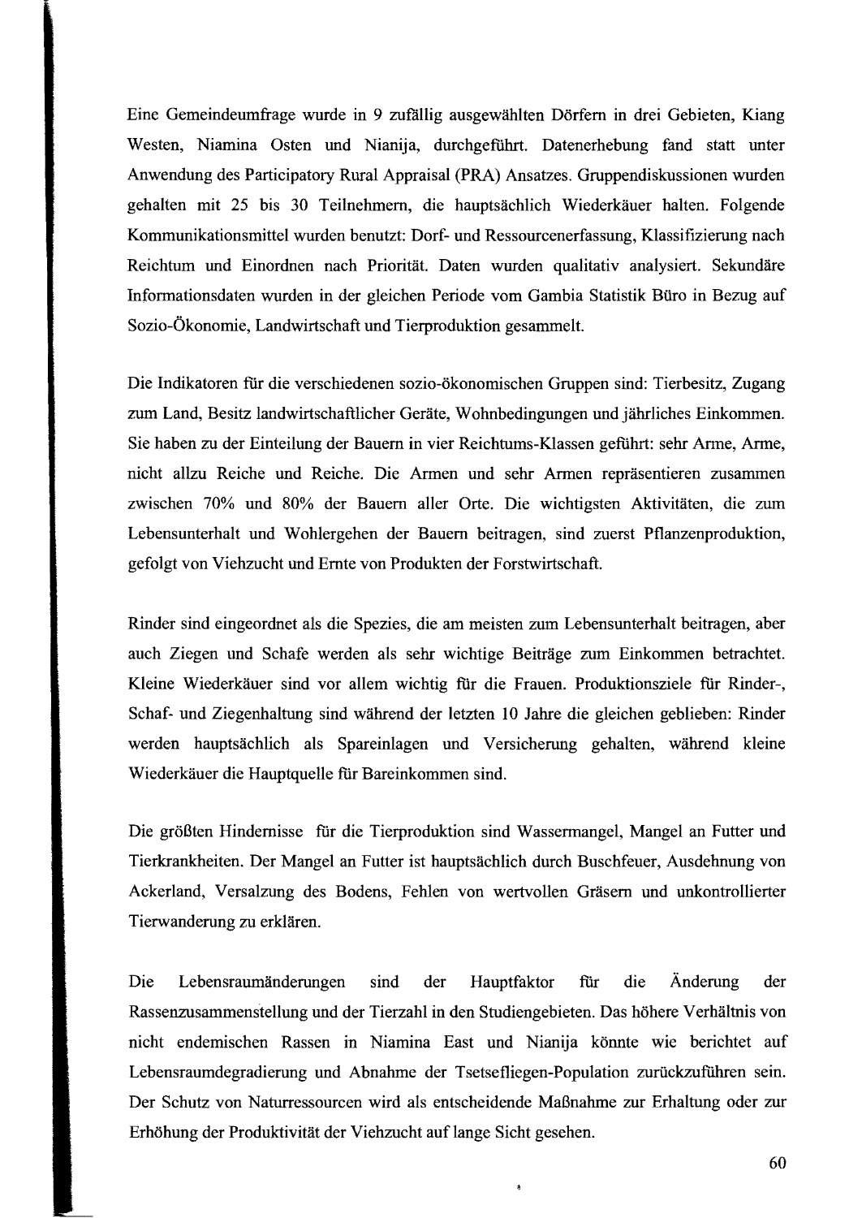Eine Gemeindeumfrage wurde in 9 zufällig ausgewählten Dörfern in drei Gebieten, Kiang Westen, Niamina Osten und Nianija, durchgeführt. Datenerhebung fand statt unter Anwendung des Participatory Rural Appraisal (PRA) Ansatzes. Gruppendiskussionen wurden gehalten mit 25 bis 30 Teilnehmern, die hauptsächlich Wiederkäuer halten. Folgende Kommunikationsmittel wurden benutzt: Dorf- und Ressourcenerfassung, Klassifizierung nach Reichtum und Einordnen nach Priorität. Daten wurden qualitativ analysiert. Sekundäre Informationsdaten wurden in der gleichen Periode vom Gambia Statistik Büro in Bezug auf Sozio-Ökonomie, Landwirtschaft und Tierproduktion gesammelt.

Die Indikatoren für die verschiedenen sozio-ökonomischen Gruppen sind: Tierbesitz, Zugang zum Land, Besitz landwirtschaftlicher Geräte, Wohnbedingungen und jährliches Einkommen. Sie haben zu der Einteilung der Bauern in vier Reichtums-Klassen geführt: sehr Arme, Arme, nicht allzu Reiche und Reiche. Die Armen und sehr Armen repräsentieren zusammen zwischen 70% und 80% der Bauern aller Orte. Die wichtigsten Aktivitäten, die zum Lebensunterhalt und Wohlergehen der Bauern beitragen, sind zuerst Pflanzenproduktion, gefolgt von Viehzucht und Ernte von Produkten der Forstwirtschaft.

Rinder sind eingeordnet als die Spezies, die am meisten zum Lebensunterhalt beitragen, aber auch Ziegen und Schafe werden als sehr wichtige Beiträge zum Einkommen betrachtet. Kleine Wiederkäuer sind vor allem wichtig für die Frauen. Produktionsziele für Rinder-, Schaf- und Ziegenhaltung sind während der letzten 10 Jahre die gleichen geblieben: Rinder werden hauptsächlich als Spareinlagen und Versicherung gehalten, während kleine Wiederkäuer die Hauptquelle für Bareinkommen sind.

Die größten Hindernisse für die Tierproduktion sind Wassermangel, Mangel an Futter und Tierkrankheiten. Der Mangel an Futter ist hauptsächlich durch Buschfeuer, Ausdehnung von Ackerland, Versalzung des Bodens, Fehlen von wertvollen Gräsern und unkontrollierter Tierwanderung zu erklären.

Die Lebensraumänderungen sind der Hauptfaktor für die Änderung der Rassenzusammenstellung und der Tierzahl in den Studiengebieten. Das höhere Verhältnis von nicht endemischen Rassen in Niamina East und Nianija könnte wie berichtet auf Lebensraumdegradierung und Abnahme der Tsetsefliegen-Population zurückzuführen sein. Der Schutz von Naturressourcen wird als entscheidende Maßnahme zur Erhaltung oder zur Erhöhung der Produktivität der Viehzucht auf lange Sicht gesehen.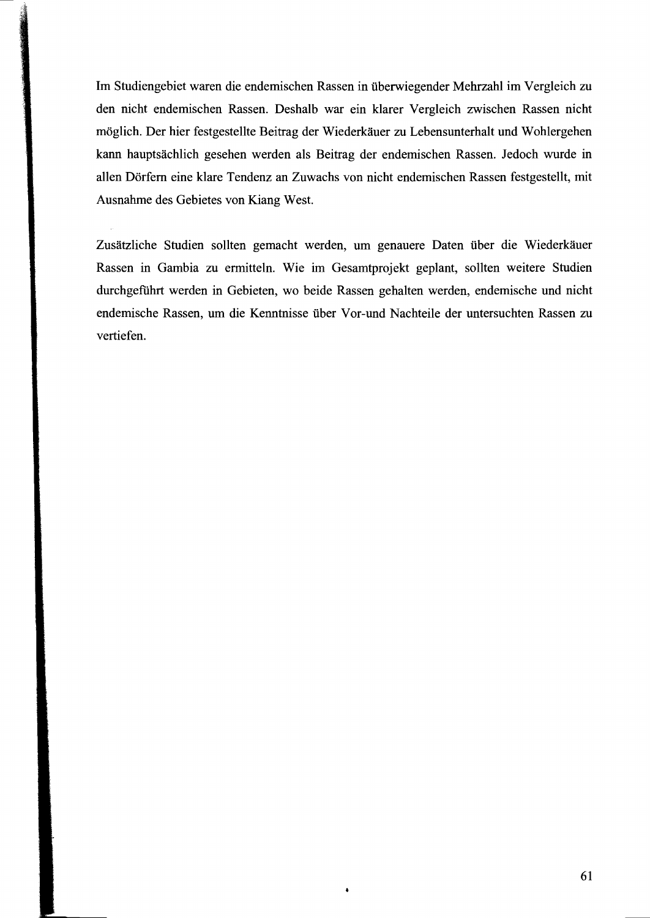Im Studiengebiet waren die endemischen Rassen in überwiegender Mehrzahl im Vergleich zu den nicht endemischen Rassen. Deshalb war ein klarer Vergleich zwischen Rassen nicht möglich. Der hier festgestellte Beitrag der Wiederkäuer zu Lebensunterhalt und Wohlergehen kann hauptsächlich gesehen werden als Beitrag der endemischen Rassen. Jedoch wurde in allen Dörfern eine klare Tendenz an Zuwachs von nicht endemischen Rassen festgestellt, mit Ausnahme des Gebietes von Kiang West.

Zusätzliche Studien sollten gemacht werden, um genauere Daten über die Wiederkäuer Rassen in Gambia zu ermitteln. Wie im Gesamtprojekt geplant, sollten weitere Studien durchgeführt werden in Gebieten, wo beide Rassen gehalten werden, endemische und nicht endemische Rassen, um die Kenntnisse über Vor-und Nachteile der untersuchten Rassen zu vertiefen.